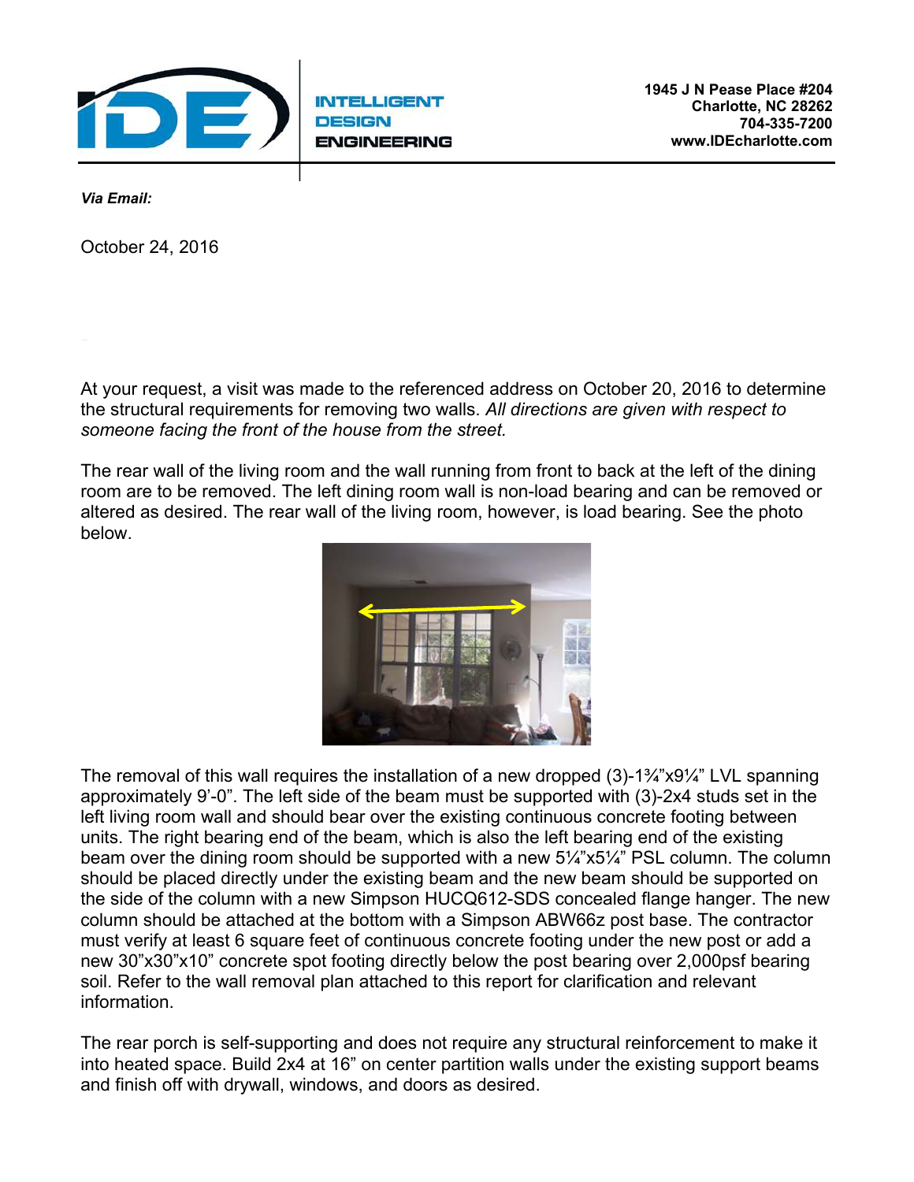**INTELLIGENT DESIGN ENGINEERING**

**1945 J N Pease Place #204**
**Charlotte, NC 28262**
**704-335-7200**
**www.IDEcharlotte.com**

***Via Email:***

October 24, 2016

At your request, a visit was made to the referenced address on October 20, 2016 to determine the structural requirements for removing two walls. *All directions are given with respect to someone facing the front of the house from the street.*

The rear wall of the living room and the wall running from front to back at the left of the dining room are to be removed. The left dining room wall is non-load bearing and can be removed or altered as desired. The rear wall of the living room, however, is load bearing. See the photo below.

The removal of this wall requires the installation of a new dropped (3)-1¾"x9¼" LVL spanning approximately 9'-0". The left side of the beam must be supported with (3)-2x4 studs set in the left living room wall and should bear over the existing continuous concrete footing between units. The right bearing end of the beam, which is also the left bearing end of the existing beam over the dining room should be supported with a new 5¼"x5¼" PSL column. The column should be placed directly under the existing beam and the new beam should be supported on the side of the column with a new Simpson HUCQ612-SDS concealed flange hanger. The new column should be attached at the bottom with a Simpson ABW66z post base. The contractor must verify at least 6 square feet of continuous concrete footing under the new post or add a new 30"x30"x10" concrete spot footing directly below the post bearing over 2,000psf bearing soil. Refer to the wall removal plan attached to this report for clarification and relevant information.

The rear porch is self-supporting and does not require any structural reinforcement to make it into heated space. Build 2x4 at 16" on center partition walls under the existing support beams and finish off with drywall, windows, and doors as desired.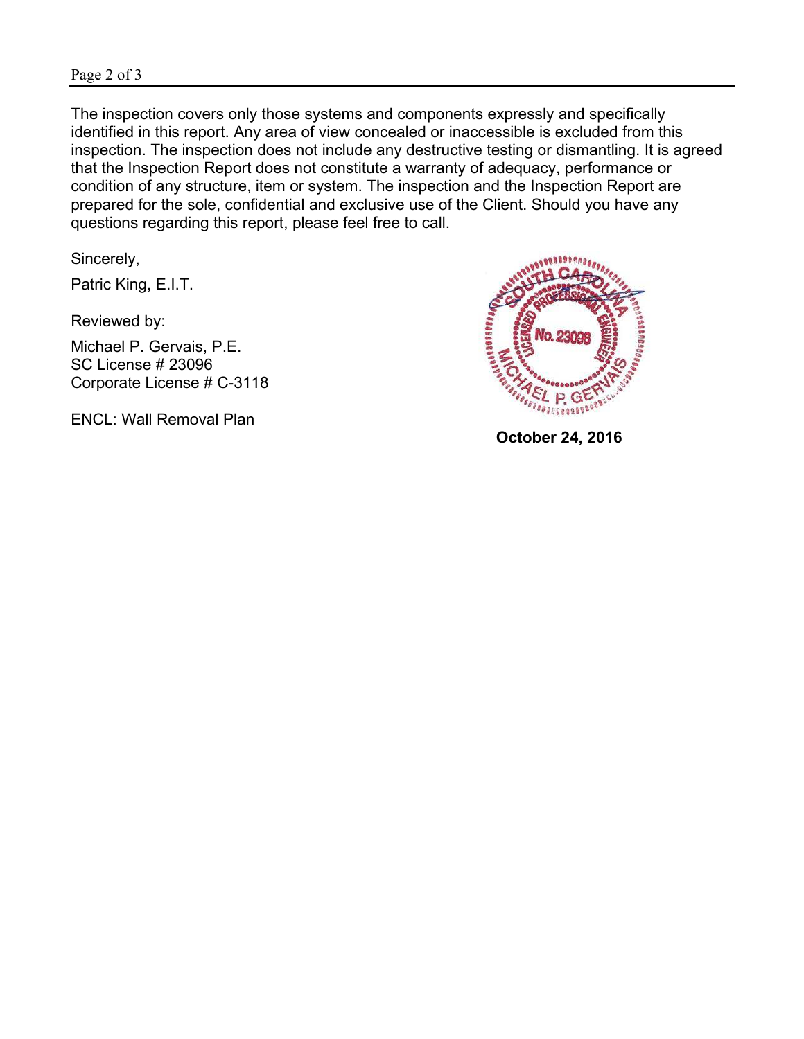The inspection covers only those systems and components expressly and specifically identified in this report. Any area of view concealed or inaccessible is excluded from this inspection. The inspection does not include any destructive testing or dismantling. It is agreed that the Inspection Report does not constitute a warranty of adequacy, performance or condition of any structure, item or system. The inspection and the Inspection Report are prepared for the sole, confidential and exclusive use of the Client. Should you have any questions regarding this report, please feel free to call.

Sincerely,

Patric King, E.I.T.

Reviewed by:

Michael P. Gervais, P.E.
SC License # 23096
Corporate License # C-3118

ENCL: Wall Removal Plan

SOUTH CAROLINA LICENSED PROFESSIONAL ENGINEER No. 23096 MICHAEL P. GERVAIS

**October 24, 2016**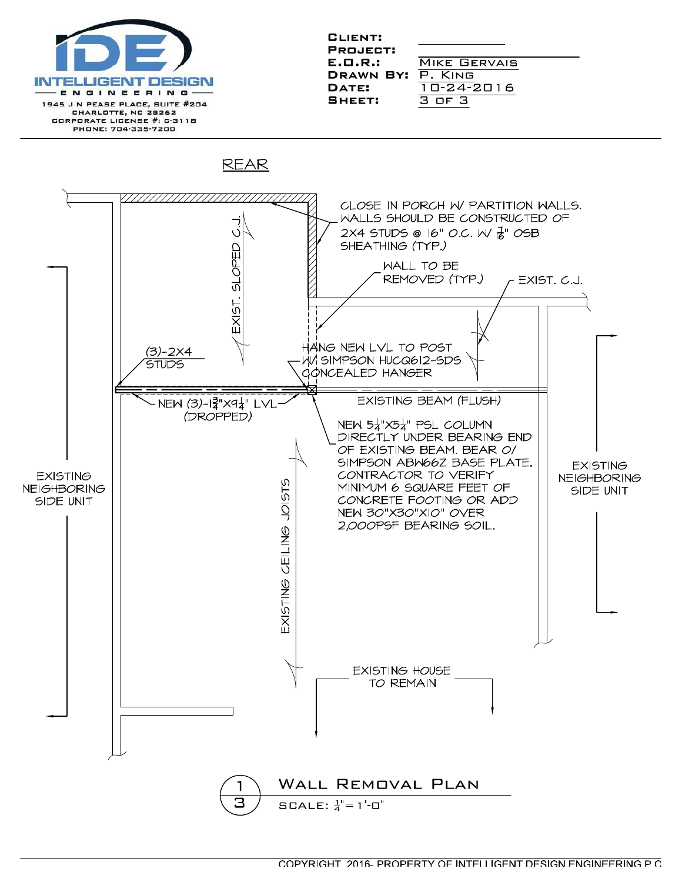**INTELLIGENT DESIGN ENGINEERING**

1945 J N PEASE PLACE, SUITE #204
CHARLOTTE, NC 28262
CORPORATE LICENSE #: C-3118
PHONE: 704-335-7200

| | |
|---|---|
| CLIENT: | |
| PROJECT: | |
| E.O.R.: | MIKE GERVAIS |
| DRAWN BY: | P. KING |
| DATE: | 10-24-2016 |
| SHEET: | 3 OF 3 |

REAR

CLOSE IN PORCH W/ PARTITION WALLS. WALLS SHOULD BE CONSTRUCTED OF 2X4 STUDS @ 16" O.C. W/ $\frac{7}{16}$" OSB SHEATHING (TYP.)

WALL TO BE REMOVED (TYP.)

EXIST. C.J.

EXIST. SLOPED C.J.

(3)-2X4 STUDS

HANG NEW LVL TO POST W/ SIMPSON HUCQ612-SDS CONCEALED HANGER

NEW (3)-$1\frac{3}{4}$"X$9\frac{1}{4}$" LVL (DROPPED)

EXISTING BEAM (FLUSH)

NEW $5\frac{1}{4}$"X$5\frac{1}{4}$" PSL COLUMN DIRECTLY UNDER BEARING END OF EXISTING BEAM. BEAR O/ SIMPSON ABW66Z BASE PLATE. CONTRACTOR TO VERIFY MINIMUM 6 SQUARE FEET OF CONCRETE FOOTING OR ADD NEW 30"X30"X10" OVER 2,000PSF BEARING SOIL.

EXISTING NEIGHBORING SIDE UNIT

EXISTING NEIGHBORING SIDE UNIT

EXISTING CEILING JOISTS

EXISTING HOUSE TO REMAIN

1/3 WALL REMOVAL PLAN

SCALE: $\frac{1}{4}$"= 1'-0"

COPYRIGHT 2016- PROPERTY OF INTELLIGENT DESIGN ENGINEERING P.C